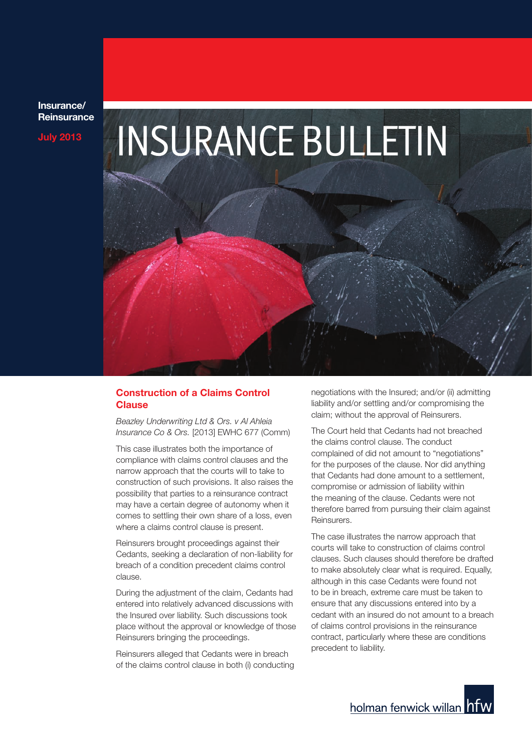Insurance/ Reinsurance

July 2013

# INSURANCE BULLETIN

## Construction of a Claims Control Clause

*Beazley Underwriting Ltd & Ors. v Al Ahleia Insurance Co & Ors.* [2013] EWHC 677 (Comm)

This case illustrates both the importance of compliance with claims control clauses and the narrow approach that the courts will to take to construction of such provisions. It also raises the possibility that parties to a reinsurance contract may have a certain degree of autonomy when it comes to settling their own share of a loss, even where a claims control clause is present.

Reinsurers brought proceedings against their Cedants, seeking a declaration of non-liability for breach of a condition precedent claims control clause.

During the adjustment of the claim, Cedants had entered into relatively advanced discussions with the Insured over liability. Such discussions took place without the approval or knowledge of those Reinsurers bringing the proceedings.

Reinsurers alleged that Cedants were in breach of the claims control clause in both (i) conducting negotiations with the Insured; and/or (ii) admitting liability and/or settling and/or compromising the claim; without the approval of Reinsurers.

The Court held that Cedants had not breached the claims control clause. The conduct complained of did not amount to "negotiations" for the purposes of the clause. Nor did anything that Cedants had done amount to a settlement, compromise or admission of liability within the meaning of the clause. Cedants were not therefore barred from pursuing their claim against Reinsurers.

The case illustrates the narrow approach that courts will take to construction of claims control clauses. Such clauses should therefore be drafted to make absolutely clear what is required. Equally, although in this case Cedants were found not to be in breach, extreme care must be taken to ensure that any discussions entered into by a cedant with an insured do not amount to a breach of claims control provisions in the reinsurance contract, particularly where these are conditions precedent to liability.

holman fenwick willan hfw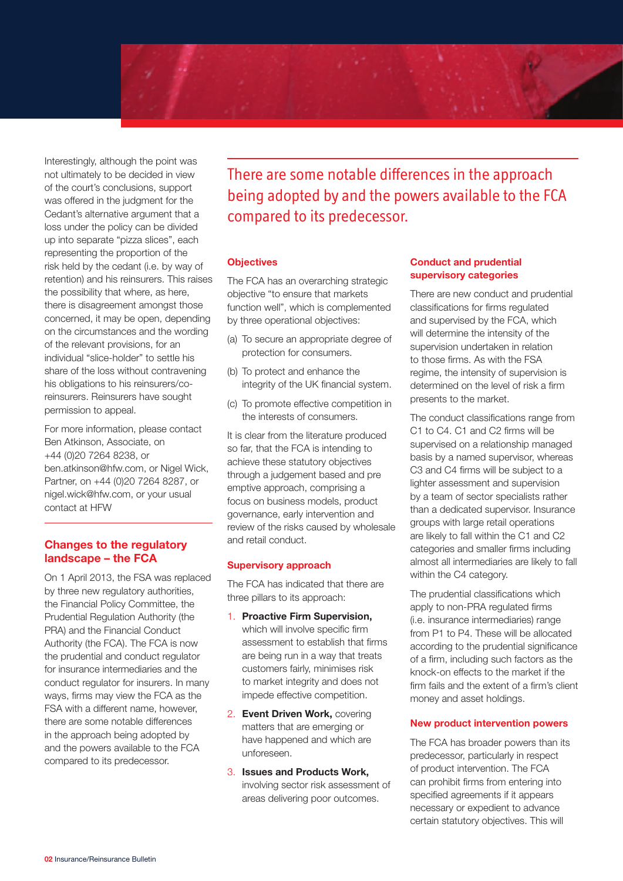Interestingly, although the point was not ultimately to be decided in view of the court's conclusions, support was offered in the judgment for the Cedant's alternative argument that a loss under the policy can be divided up into separate "pizza slices", each representing the proportion of the risk held by the cedant (i.e. by way of retention) and his reinsurers. This raises the possibility that where, as here, there is disagreement amongst those concerned, it may be open, depending on the circumstances and the wording of the relevant provisions, for an individual "slice-holder" to settle his share of the loss without contravening his obligations to his reinsurers/co-reinsurers. Reinsurers have sought permission to appeal.

For more information, please contact Ben Atkinson, Associate, on +44 (0)20 7264 8238, or ben.atkinson@hfw.com, or Nigel Wick, Partner, on +44 (0)20 7264 8287, or nigel.wick@hfw.com, or your usual contact at HFW

## Changes to the regulatory landscape – the FCA

On 1 April 2013, the FSA was replaced by three new regulatory authorities, the Financial Policy Committee, the Prudential Regulation Authority (the PRA) and the Financial Conduct Authority (the FCA). The FCA is now the prudential and conduct regulator for insurance intermediaries and the conduct regulator for insurers. In many ways, firms may view the FCA as the FSA with a different name, however, there are some notable differences in the approach being adopted by and the powers available to the FCA compared to its predecessor.

> There are some notable differences in the approach being adopted by and the powers available to the FCA compared to its predecessor.

### Objectives

The FCA has an overarching strategic objective "to ensure that markets function well", which is complemented by three operational objectives:

(a) To secure an appropriate degree of protection for consumers.

(b) To protect and enhance the integrity of the UK financial system.

(c) To promote effective competition in the interests of consumers.

It is clear from the literature produced so far, that the FCA is intending to achieve these statutory objectives through a judgement based and pre emptive approach, comprising a focus on business models, product governance, early intervention and review of the risks caused by wholesale and retail conduct.

### Supervisory approach

The FCA has indicated that there are three pillars to its approach:

1. **Proactive Firm Supervision,** which will involve specific firm assessment to establish that firms are being run in a way that treats customers fairly, minimises risk to market integrity and does not impede effective competition.
2. **Event Driven Work,** covering matters that are emerging or have happened and which are unforeseen.
3. **Issues and Products Work,** involving sector risk assessment of areas delivering poor outcomes.

### Conduct and prudential supervisory categories

There are new conduct and prudential classifications for firms regulated and supervised by the FCA, which will determine the intensity of the supervision undertaken in relation to those firms. As with the FSA regime, the intensity of supervision is determined on the level of risk a firm presents to the market.

The conduct classifications range from C1 to C4. C1 and C2 firms will be supervised on a relationship managed basis by a named supervisor, whereas C3 and C4 firms will be subject to a lighter assessment and supervision by a team of sector specialists rather than a dedicated supervisor. Insurance groups with large retail operations are likely to fall within the C1 and C2 categories and smaller firms including almost all intermediaries are likely to fall within the C4 category.

The prudential classifications which apply to non-PRA regulated firms (i.e. insurance intermediaries) range from P1 to P4. These will be allocated according to the prudential significance of a firm, including such factors as the knock-on effects to the market if the firm fails and the extent of a firm's client money and asset holdings.

### New product intervention powers

The FCA has broader powers than its predecessor, particularly in respect of product intervention. The FCA can prohibit firms from entering into specified agreements if it appears necessary or expedient to advance certain statutory objectives. This will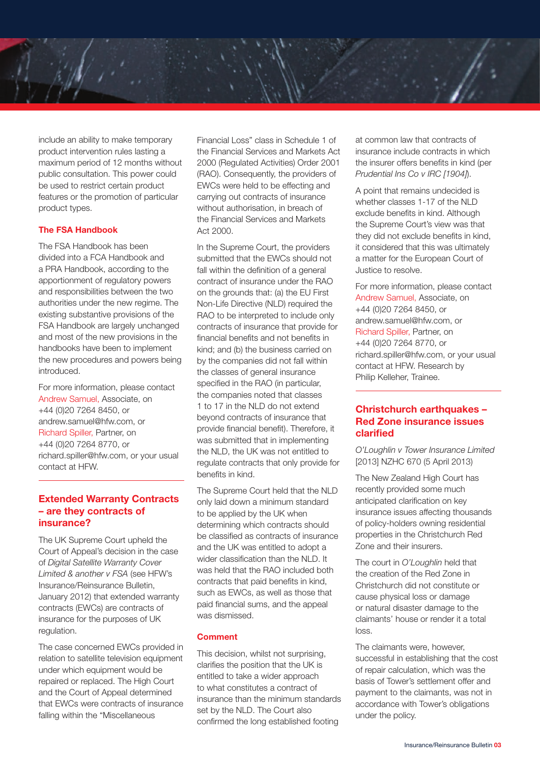include an ability to make temporary product intervention rules lasting a maximum period of 12 months without public consultation. This power could be used to restrict certain product features or the promotion of particular product types.

### The FSA Handbook

The FSA Handbook has been divided into a FCA Handbook and a PRA Handbook, according to the apportionment of regulatory powers and responsibilities between the two authorities under the new regime. The existing substantive provisions of the FSA Handbook are largely unchanged and most of the new provisions in the handbooks have been to implement the new procedures and powers being introduced.

For more information, please contact Andrew Samuel, Associate, on +44 (0)20 7264 8450, or andrew.samuel@hfw.com, or Richard Spiller, Partner, on +44 (0)20 7264 8770, or richard.spiller@hfw.com, or your usual contact at HFW.

## Extended Warranty Contracts – are they contracts of insurance?

The UK Supreme Court upheld the Court of Appeal's decision in the case of *Digital Satellite Warranty Cover Limited & another v FSA* (see HFW's Insurance/Reinsurance Bulletin, January 2012) that extended warranty contracts (EWCs) are contracts of insurance for the purposes of UK regulation.

The case concerned EWCs provided in relation to satellite television equipment under which equipment would be repaired or replaced. The High Court and the Court of Appeal determined that EWCs were contracts of insurance falling within the "Miscellaneous Financial Loss" class in Schedule 1 of the Financial Services and Markets Act 2000 (Regulated Activities) Order 2001 (RAO). Consequently, the providers of EWCs were held to be effecting and carrying out contracts of insurance without authorisation, in breach of the Financial Services and Markets Act 2000.

In the Supreme Court, the providers submitted that the EWCs should not fall within the definition of a general contract of insurance under the RAO on the grounds that: (a) the EU First Non-Life Directive (NLD) required the RAO to be interpreted to include only contracts of insurance that provide for financial benefits and not benefits in kind; and (b) the business carried on by the companies did not fall within the classes of general insurance specified in the RAO (in particular, the companies noted that classes 1 to 17 in the NLD do not extend beyond contracts of insurance that provide financial benefit). Therefore, it was submitted that in implementing the NLD, the UK was not entitled to regulate contracts that only provide for benefits in kind.

The Supreme Court held that the NLD only laid down a minimum standard to be applied by the UK when determining which contracts should be classified as contracts of insurance and the UK was entitled to adopt a wider classification than the NLD. It was held that the RAO included both contracts that paid benefits in kind, such as EWCs, as well as those that paid financial sums, and the appeal was dismissed.

### Comment

This decision, whilst not surprising, clarifies the position that the UK is entitled to take a wider approach to what constitutes a contract of insurance than the minimum standards set by the NLD. The Court also confirmed the long established footing at common law that contracts of insurance include contracts in which the insurer offers benefits in kind (per *Prudential Ins Co v IRC [1904]*).

A point that remains undecided is whether classes 1-17 of the NLD exclude benefits in kind. Although the Supreme Court's view was that they did not exclude benefits in kind, it considered that this was ultimately a matter for the European Court of Justice to resolve.

For more information, please contact Andrew Samuel, Associate, on +44 (0)20 7264 8450, or andrew.samuel@hfw.com, or Richard Spiller, Partner, on +44 (0)20 7264 8770, or richard.spiller@hfw.com, or your usual contact at HFW. Research by Philip Kelleher, Trainee.

## Christchurch earthquakes – Red Zone insurance issues clarified

*O'Loughlin v Tower Insurance Limited* [2013] NZHC 670 (5 April 2013)

The New Zealand High Court has recently provided some much anticipated clarification on key insurance issues affecting thousands of policy-holders owning residential properties in the Christchurch Red Zone and their insurers.

The court in *O'Loughlin* held that the creation of the Red Zone in Christchurch did not constitute or cause physical loss or damage or natural disaster damage to the claimants' house or render it a total loss.

The claimants were, however, successful in establishing that the cost of repair calculation, which was the basis of Tower's settlement offer and payment to the claimants, was not in accordance with Tower's obligations under the policy.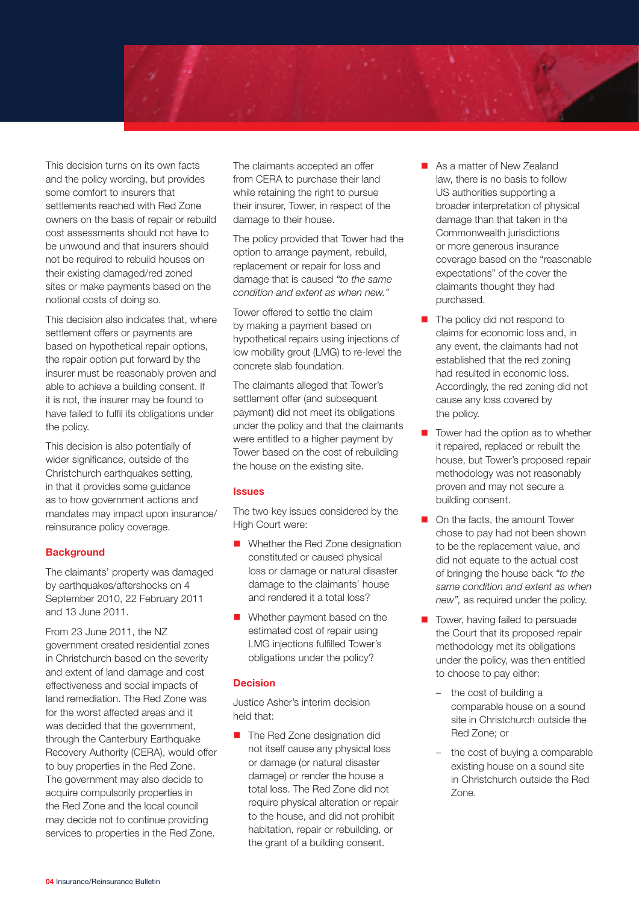This decision turns on its own facts and the policy wording, but provides some comfort to insurers that settlements reached with Red Zone owners on the basis of repair or rebuild cost assessments should not have to be unwound and that insurers should not be required to rebuild houses on their existing damaged/red zoned sites or make payments based on the notional costs of doing so.

This decision also indicates that, where settlement offers or payments are based on hypothetical repair options, the repair option put forward by the insurer must be reasonably proven and able to achieve a building consent. If it is not, the insurer may be found to have failed to fulfil its obligations under the policy.

This decision is also potentially of wider significance, outside of the Christchurch earthquakes setting, in that it provides some guidance as to how government actions and mandates may impact upon insurance/reinsurance policy coverage.

## Background

The claimants' property was damaged by earthquakes/aftershocks on 4 September 2010, 22 February 2011 and 13 June 2011.

From 23 June 2011, the NZ government created residential zones in Christchurch based on the severity and extent of land damage and cost effectiveness and social impacts of land remediation. The Red Zone was for the worst affected areas and it was decided that the government, through the Canterbury Earthquake Recovery Authority (CERA), would offer to buy properties in the Red Zone. The government may also decide to acquire compulsorily properties in the Red Zone and the local council may decide not to continue providing services to properties in the Red Zone.

The claimants accepted an offer from CERA to purchase their land while retaining the right to pursue their insurer, Tower, in respect of the damage to their house.

The policy provided that Tower had the option to arrange payment, rebuild, replacement or repair for loss and damage that is caused *"to the same condition and extent as when new."*

Tower offered to settle the claim by making a payment based on hypothetical repairs using injections of low mobility grout (LMG) to re-level the concrete slab foundation.

The claimants alleged that Tower's settlement offer (and subsequent payment) did not meet its obligations under the policy and that the claimants were entitled to a higher payment by Tower based on the cost of rebuilding the house on the existing site.

## Issues

The two key issues considered by the High Court were:

- Whether the Red Zone designation constituted or caused physical loss or damage or natural disaster damage to the claimants' house and rendered it a total loss?
- Whether payment based on the estimated cost of repair using LMG injections fulfilled Tower's obligations under the policy?

## Decision

Justice Asher's interim decision held that:

- The Red Zone designation did not itself cause any physical loss or damage (or natural disaster damage) or render the house a total loss. The Red Zone did not require physical alteration or repair to the house, and did not prohibit habitation, repair or rebuilding, or the grant of a building consent.
- As a matter of New Zealand law, there is no basis to follow US authorities supporting a broader interpretation of physical damage than that taken in the Commonwealth jurisdictions or more generous insurance coverage based on the "reasonable expectations" of the cover the claimants thought they had purchased.
- The policy did not respond to claims for economic loss and, in any event, the claimants had not established that the red zoning had resulted in economic loss. Accordingly, the red zoning did not cause any loss covered by the policy.
- Tower had the option as to whether it repaired, replaced or rebuilt the house, but Tower's proposed repair methodology was not reasonably proven and may not secure a building consent.
- On the facts, the amount Tower chose to pay had not been shown to be the replacement value, and did not equate to the actual cost of bringing the house back *"to the same condition and extent as when new",* as required under the policy.
- Tower, having failed to persuade the Court that its proposed repair methodology met its obligations under the policy, was then entitled to choose to pay either:
  - the cost of building a comparable house on a sound site in Christchurch outside the Red Zone; or
  - the cost of buying a comparable existing house on a sound site in Christchurch outside the Red Zone.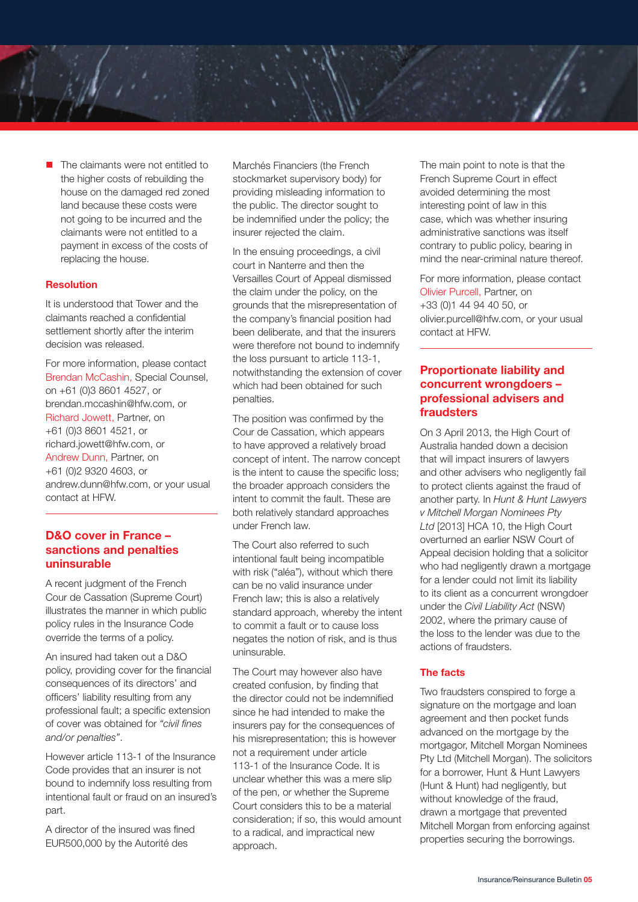- The claimants were not entitled to the higher costs of rebuilding the house on the damaged red zoned land because these costs were not going to be incurred and the claimants were not entitled to a payment in excess of the costs of replacing the house.

**Resolution**

It is understood that Tower and the claimants reached a confidential settlement shortly after the interim decision was released.

For more information, please contact Brendan McCashin, Special Counsel, on +61 (0)3 8601 4527, or brendan.mccashin@hfw.com, or Richard Jowett, Partner, on +61 (0)3 8601 4521, or richard.jowett@hfw.com, or Andrew Dunn, Partner, on +61 (0)2 9320 4603, or andrew.dunn@hfw.com, or your usual contact at HFW.

## D&O cover in France – sanctions and penalties uninsurable

A recent judgment of the French Cour de Cassation (Supreme Court) illustrates the manner in which public policy rules in the Insurance Code override the terms of a policy.

An insured had taken out a D&O policy, providing cover for the financial consequences of its directors' and officers' liability resulting from any professional fault; a specific extension of cover was obtained for *"civil fines and/or penalties"*.

However article 113-1 of the Insurance Code provides that an insurer is not bound to indemnify loss resulting from intentional fault or fraud on an insured's part.

A director of the insured was fined EUR500,000 by the Autorité des Marchés Financiers (the French stockmarket supervisory body) for providing misleading information to the public. The director sought to be indemnified under the policy; the insurer rejected the claim.

In the ensuing proceedings, a civil court in Nanterre and then the Versailles Court of Appeal dismissed the claim under the policy, on the grounds that the misrepresentation of the company's financial position had been deliberate, and that the insurers were therefore not bound to indemnify the loss pursuant to article 113-1, notwithstanding the extension of cover which had been obtained for such penalties.

The position was confirmed by the Cour de Cassation, which appears to have approved a relatively broad concept of intent. The narrow concept is the intent to cause the specific loss; the broader approach considers the intent to commit the fault. These are both relatively standard approaches under French law.

The Court also referred to such intentional fault being incompatible with risk ("aléa"), without which there can be no valid insurance under French law; this is also a relatively standard approach, whereby the intent to commit a fault or to cause loss negates the notion of risk, and is thus uninsurable.

The Court may however also have created confusion, by finding that the director could not be indemnified since he had intended to make the insurers pay for the consequences of his misrepresentation; this is however not a requirement under article 113-1 of the Insurance Code. It is unclear whether this was a mere slip of the pen, or whether the Supreme Court considers this to be a material consideration; if so, this would amount to a radical, and impractical new approach.

The main point to note is that the French Supreme Court in effect avoided determining the most interesting point of law in this case, which was whether insuring administrative sanctions was itself contrary to public policy, bearing in mind the near-criminal nature thereof.

For more information, please contact Olivier Purcell, Partner, on +33 (0)1 44 94 40 50, or olivier.purcell@hfw.com, or your usual contact at HFW.

## Proportionate liability and concurrent wrongdoers – professional advisers and fraudsters

On 3 April 2013, the High Court of Australia handed down a decision that will impact insurers of lawyers and other advisers who negligently fail to protect clients against the fraud of another party. In *Hunt & Hunt Lawyers v Mitchell Morgan Nominees Pty Ltd* [2013] HCA 10, the High Court overturned an earlier NSW Court of Appeal decision holding that a solicitor who had negligently drawn a mortgage for a lender could not limit its liability to its client as a concurrent wrongdoer under the *Civil Liability Act* (NSW) 2002, where the primary cause of the loss to the lender was due to the actions of fraudsters.

**The facts**

Two fraudsters conspired to forge a signature on the mortgage and loan agreement and then pocket funds advanced on the mortgage by the mortgagor, Mitchell Morgan Nominees Pty Ltd (Mitchell Morgan). The solicitors for a borrower, Hunt & Hunt Lawyers (Hunt & Hunt) had negligently, but without knowledge of the fraud, drawn a mortgage that prevented Mitchell Morgan from enforcing against properties securing the borrowings.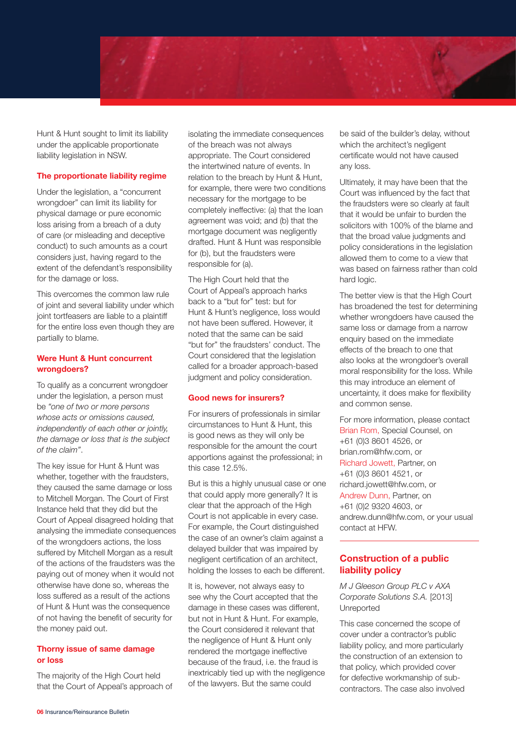Hunt & Hunt sought to limit its liability under the applicable proportionate liability legislation in NSW.

### The proportionate liability regime

Under the legislation, a "concurrent wrongdoer" can limit its liability for physical damage or pure economic loss arising from a breach of a duty of care (or misleading and deceptive conduct) to such amounts as a court considers just, having regard to the extent of the defendant's responsibility for the damage or loss.

This overcomes the common law rule of joint and several liability under which joint tortfeasers are liable to a plaintiff for the entire loss even though they are partially to blame.

### Were Hunt & Hunt concurrent wrongdoers?

To qualify as a concurrent wrongdoer under the legislation, a person must be *"one of two or more persons whose acts or omissions caused, independently of each other or jointly, the damage or loss that is the subject of the claim"*.

The key issue for Hunt & Hunt was whether, together with the fraudsters, they caused the same damage or loss to Mitchell Morgan. The Court of First Instance held that they did but the Court of Appeal disagreed holding that analysing the immediate consequences of the wrongdoers actions, the loss suffered by Mitchell Morgan as a result of the actions of the fraudsters was the paying out of money when it would not otherwise have done so, whereas the loss suffered as a result of the actions of Hunt & Hunt was the consequence of not having the benefit of security for the money paid out.

### Thorny issue of same damage or loss

The majority of the High Court held that the Court of Appeal's approach of isolating the immediate consequences of the breach was not always appropriate. The Court considered the intertwined nature of events. In relation to the breach by Hunt & Hunt, for example, there were two conditions necessary for the mortgage to be completely ineffective: (a) that the loan agreement was void; and (b) that the mortgage document was negligently drafted. Hunt & Hunt was responsible for (b), but the fraudsters were responsible for (a).

The High Court held that the Court of Appeal's approach harks back to a "but for" test: but for Hunt & Hunt's negligence, loss would not have been suffered. However, it noted that the same can be said "but for" the fraudsters' conduct. The Court considered that the legislation called for a broader approach-based judgment and policy consideration.

### Good news for insurers?

For insurers of professionals in similar circumstances to Hunt & Hunt, this is good news as they will only be responsible for the amount the court apportions against the professional; in this case 12.5%.

But is this a highly unusual case or one that could apply more generally? It is clear that the approach of the High Court is not applicable in every case. For example, the Court distinguished the case of an owner's claim against a delayed builder that was impaired by negligent certification of an architect, holding the losses to each be different.

It is, however, not always easy to see why the Court accepted that the damage in these cases was different, but not in Hunt & Hunt. For example, the Court considered it relevant that the negligence of Hunt & Hunt only rendered the mortgage ineffective because of the fraud, i.e. the fraud is inextricably tied up with the negligence of the lawyers. But the same could be said of the builder's delay, without which the architect's negligent certificate would not have caused any loss.

Ultimately, it may have been that the Court was influenced by the fact that the fraudsters were so clearly at fault that it would be unfair to burden the solicitors with 100% of the blame and that the broad value judgments and policy considerations in the legislation allowed them to come to a view that was based on fairness rather than cold hard logic.

The better view is that the High Court has broadened the test for determining whether wrongdoers have caused the same loss or damage from a narrow enquiry based on the immediate effects of the breach to one that also looks at the wrongdoer's overall moral responsibility for the loss. While this may introduce an element of uncertainty, it does make for flexibility and common sense.

For more information, please contact Brian Rom, Special Counsel, on +61 (0)3 8601 4526, or brian.rom@hfw.com, or Richard Jowett, Partner, on +61 (0)3 8601 4521, or richard.jowett@hfw.com, or Andrew Dunn, Partner, on +61 (0)2 9320 4603, or andrew.dunn@hfw.com, or your usual contact at HFW.

---

## Construction of a public liability policy

*M J Gleeson Group PLC v AXA Corporate Solutions S.A.* [2013] Unreported

This case concerned the scope of cover under a contractor's public liability policy, and more particularly the construction of an extension to that policy, which provided cover for defective workmanship of sub-contractors. The case also involved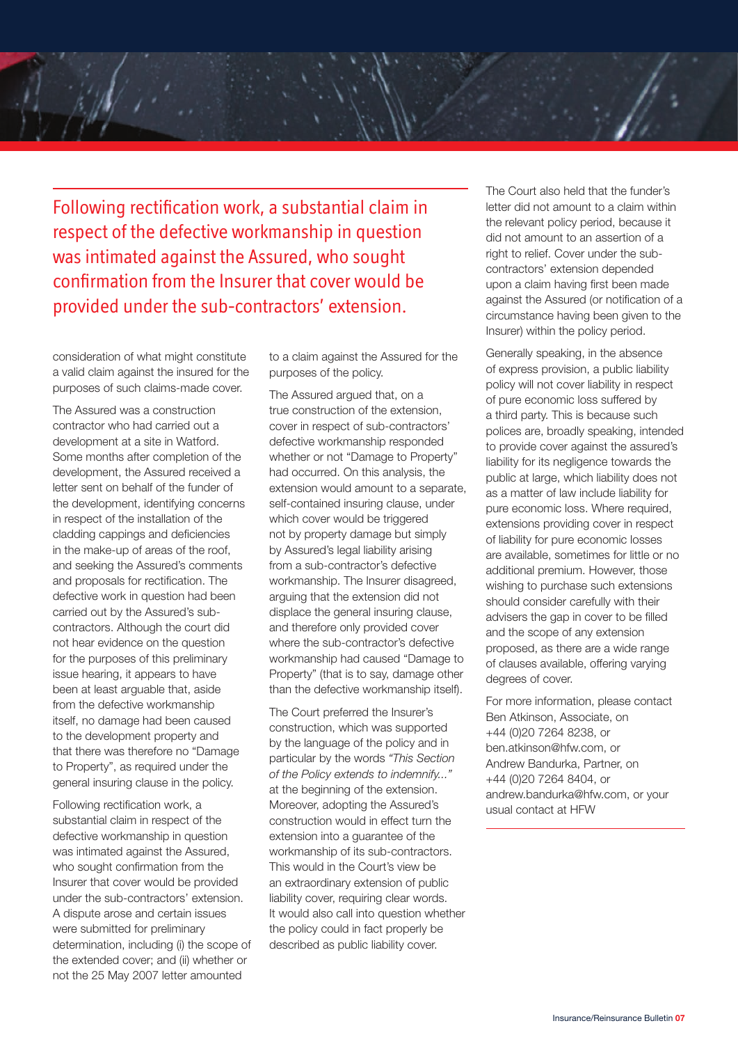> Following rectification work, a substantial claim in respect of the defective workmanship in question was intimated against the Assured, who sought confirmation from the Insurer that cover would be provided under the sub-contractors' extension.

consideration of what might constitute a valid claim against the insured for the purposes of such claims-made cover.

The Assured was a construction contractor who had carried out a development at a site in Watford. Some months after completion of the development, the Assured received a letter sent on behalf of the funder of the development, identifying concerns in respect of the installation of the cladding cappings and deficiencies in the make-up of areas of the roof, and seeking the Assured's comments and proposals for rectification. The defective work in question had been carried out by the Assured's sub-contractors. Although the court did not hear evidence on the question for the purposes of this preliminary issue hearing, it appears to have been at least arguable that, aside from the defective workmanship itself, no damage had been caused to the development property and that there was therefore no "Damage to Property", as required under the general insuring clause in the policy.

Following rectification work, a substantial claim in respect of the defective workmanship in question was intimated against the Assured, who sought confirmation from the Insurer that cover would be provided under the sub-contractors' extension. A dispute arose and certain issues were submitted for preliminary determination, including (i) the scope of the extended cover; and (ii) whether or not the 25 May 2007 letter amounted to a claim against the Assured for the purposes of the policy.

The Assured argued that, on a true construction of the extension, cover in respect of sub-contractors' defective workmanship responded whether or not "Damage to Property" had occurred. On this analysis, the extension would amount to a separate, self-contained insuring clause, under which cover would be triggered not by property damage but simply by Assured's legal liability arising from a sub-contractor's defective workmanship. The Insurer disagreed, arguing that the extension did not displace the general insuring clause, and therefore only provided cover where the sub-contractor's defective workmanship had caused "Damage to Property" (that is to say, damage other than the defective workmanship itself).

The Court preferred the Insurer's construction, which was supported by the language of the policy and in particular by the words *"This Section of the Policy extends to indemnify..."* at the beginning of the extension. Moreover, adopting the Assured's construction would in effect turn the extension into a guarantee of the workmanship of its sub-contractors. This would in the Court's view be an extraordinary extension of public liability cover, requiring clear words. It would also call into question whether the policy could in fact properly be described as public liability cover.

The Court also held that the funder's letter did not amount to a claim within the relevant policy period, because it did not amount to an assertion of a right to relief. Cover under the sub-contractors' extension depended upon a claim having first been made against the Assured (or notification of a circumstance having been given to the Insurer) within the policy period.

Generally speaking, in the absence of express provision, a public liability policy will not cover liability in respect of pure economic loss suffered by a third party. This is because such polices are, broadly speaking, intended to provide cover against the assured's liability for its negligence towards the public at large, which liability does not as a matter of law include liability for pure economic loss. Where required, extensions providing cover in respect of liability for pure economic losses are available, sometimes for little or no additional premium. However, those wishing to purchase such extensions should consider carefully with their advisers the gap in cover to be filled and the scope of any extension proposed, as there are a wide range of clauses available, offering varying degrees of cover.

For more information, please contact Ben Atkinson, Associate, on +44 (0)20 7264 8238, or ben.atkinson@hfw.com, or Andrew Bandurka, Partner, on +44 (0)20 7264 8404, or andrew.bandurka@hfw.com, or your usual contact at HFW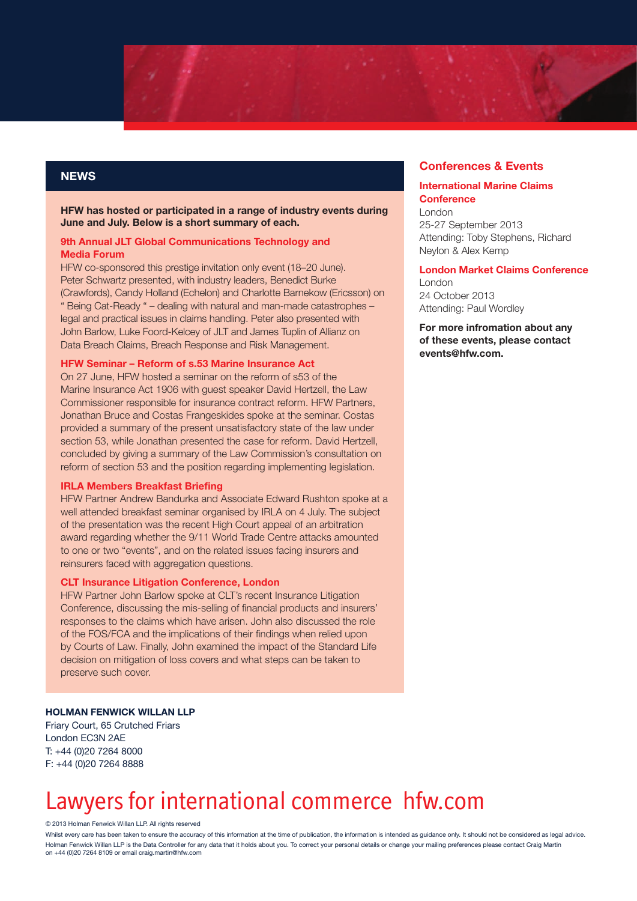## NEWS

**HFW has hosted or participated in a range of industry events during June and July. Below is a short summary of each.**

### 9th Annual JLT Global Communications Technology and Media Forum

HFW co-sponsored this prestige invitation only event (18–20 June). Peter Schwartz presented, with industry leaders, Benedict Burke (Crawfords), Candy Holland (Echelon) and Charlotte Barnekow (Ericsson) on " Being Cat-Ready " – dealing with natural and man-made catastrophes – legal and practical issues in claims handling. Peter also presented with John Barlow, Luke Foord-Kelcey of JLT and James Tuplin of Allianz on Data Breach Claims, Breach Response and Risk Management.

### HFW Seminar – Reform of s.53 Marine Insurance Act

On 27 June, HFW hosted a seminar on the reform of s53 of the Marine Insurance Act 1906 with guest speaker David Hertzell, the Law Commissioner responsible for insurance contract reform. HFW Partners, Jonathan Bruce and Costas Frangeskides spoke at the seminar. Costas provided a summary of the present unsatisfactory state of the law under section 53, while Jonathan presented the case for reform. David Hertzell, concluded by giving a summary of the Law Commission's consultation on reform of section 53 and the position regarding implementing legislation.

### IRLA Members Breakfast Briefing

HFW Partner Andrew Bandurka and Associate Edward Rushton spoke at a well attended breakfast seminar organised by IRLA on 4 July. The subject of the presentation was the recent High Court appeal of an arbitration award regarding whether the 9/11 World Trade Centre attacks amounted to one or two "events", and on the related issues facing insurers and reinsurers faced with aggregation questions.

### CLT Insurance Litigation Conference, London

HFW Partner John Barlow spoke at CLT's recent Insurance Litigation Conference, discussing the mis-selling of financial products and insurers' responses to the claims which have arisen. John also discussed the role of the FOS/FCA and the implications of their findings when relied upon by Courts of Law. Finally, John examined the impact of the Standard Life decision on mitigation of loss covers and what steps can be taken to preserve such cover.

## Conferences & Events

### International Marine Claims Conference

London
25-27 September 2013
Attending: Toby Stephens, Richard Neylon & Alex Kemp

### London Market Claims Conference

London
24 October 2013
Attending: Paul Wordley

**For more infromation about any of these events, please contact events@hfw.com.**

**HOLMAN FENWICK WILLAN LLP**
Friary Court, 65 Crutched Friars
London EC3N 2AE
T: +44 (0)20 7264 8000
F: +44 (0)20 7264 8888

Lawyers for international commerce hfw.com

© 2013 Holman Fenwick Willan LLP. All rights reserved

Whilst every care has been taken to ensure the accuracy of this information at the time of publication, the information is intended as guidance only. It should not be considered as legal advice.

Holman Fenwick Willan LLP is the Data Controller for any data that it holds about you. To correct your personal details or change your mailing preferences please contact Craig Martin on +44 (0)20 7264 8109 or email craig.martin@hfw.com